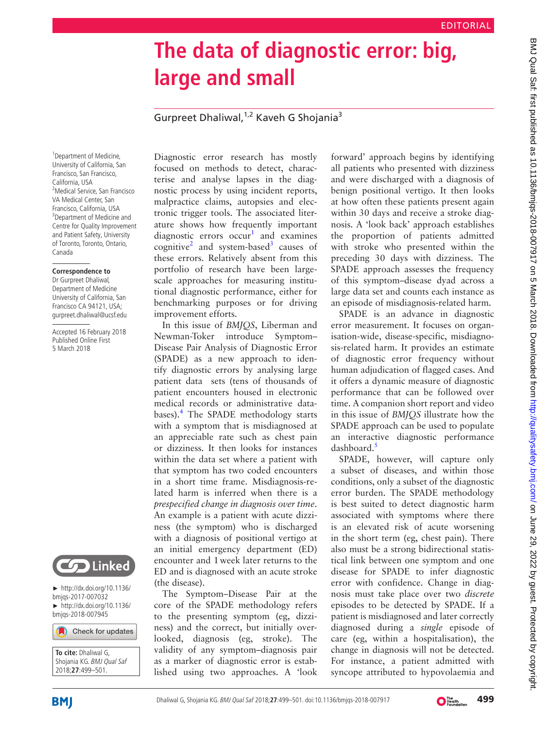EDITORIAL

# The data of diagnostic error: big, large and small

Gurpreet Dhaliwal,[1,2] Kaveh G Shojania[3]

[1]Department of Medicine, University of California, San Francisco, San Francisco, California, USA
[2]Medical Service, San Francisco VA Medical Center, San Francisco, California, USA
[3]Department of Medicine and Centre for Quality Improvement and Patient Safety, University of Toronto, Toronto, Ontario, Canada

**Correspondence to**
Dr Gurpreet Dhaliwal, Department of Medicine University of California, San Francisco CA 94121, USA; gurpreet.dhaliwal@ucsf.edu

Accepted 16 February 2018
Published Online First 5 March 2018

► http://dx.doi.org/10.1136/bmjqs-2017-007032
► http://dx.doi.org/10.1136/bmjqs-2018-007945

**To cite:** Dhaliwal G, Shojania KG. *BMJ Qual Saf* 2018;**27**:499–501.

Diagnostic error research has mostly focused on methods to detect, characterise and analyse lapses in the diagnostic process by using incident reports, malpractice claims, autopsies and electronic trigger tools. The associated literature shows how frequently important diagnostic errors occur[1] and examines cognitive[2] and system-based[3] causes of these errors. Relatively absent from this portfolio of research have been large-scale approaches for measuring institutional diagnostic performance, either for benchmarking purposes or for driving improvement efforts.

In this issue of *BMJQS*, Liberman and Newman-Toker introduce Symptom–Disease Pair Analysis of Diagnostic Error (SPADE) as a new approach to identify diagnostic errors by analysing large patient data sets (tens of thousands of patient encounters housed in electronic medical records or administrative databases).[4] The SPADE methodology starts with a symptom that is misdiagnosed at an appreciable rate such as chest pain or dizziness. It then looks for instances within the data set where a patient with that symptom has two coded encounters in a short time frame. Misdiagnosis-related harm is inferred when there is a *prespecified change in diagnosis over time*. An example is a patient with acute dizziness (the symptom) who is discharged with a diagnosis of positional vertigo at an initial emergency department (ED) encounter and 1 week later returns to the ED and is diagnosed with an acute stroke (the disease).

The Symptom–Disease Pair at the core of the SPADE methodology refers to the presenting symptom (eg, dizziness) and the correct, but initially overlooked, diagnosis (eg, stroke). The validity of any symptom–diagnosis pair as a marker of diagnostic error is established using two approaches. A 'look forward' approach begins by identifying all patients who presented with dizziness and were discharged with a diagnosis of benign positional vertigo. It then looks at how often these patients present again within 30 days and receive a stroke diagnosis. A 'look back' approach establishes the proportion of patients admitted with stroke who presented within the preceding 30 days with dizziness. The SPADE approach assesses the frequency of this symptom–disease dyad across a large data set and counts each instance as an episode of misdiagnosis-related harm.

SPADE is an advance in diagnostic error measurement. It focuses on organisation-wide, disease-specific, misdiagnosis-related harm. It provides an estimate of diagnostic error frequency without human adjudication of flagged cases. And it offers a dynamic measure of diagnostic performance that can be followed over time. A companion short report and video in this issue of *BMJQS* illustrate how the SPADE approach can be used to populate an interactive diagnostic performance dashboard.[5]

SPADE, however, will capture only a subset of diseases, and within those conditions, only a subset of the diagnostic error burden. The SPADE methodology is best suited to detect diagnostic harm associated with symptoms where there is an elevated risk of acute worsening in the short term (eg, chest pain). There also must be a strong bidirectional statistical link between one symptom and one disease for SPADE to infer diagnostic error with confidence. Change in diagnosis must take place over two *discrete* episodes to be detected by SPADE. If a patient is misdiagnosed and later correctly diagnosed during a *single* episode of care (eg, within a hospitalisation), the change in diagnosis will not be detected. For instance, a patient admitted with syncope attributed to hypovolaemia and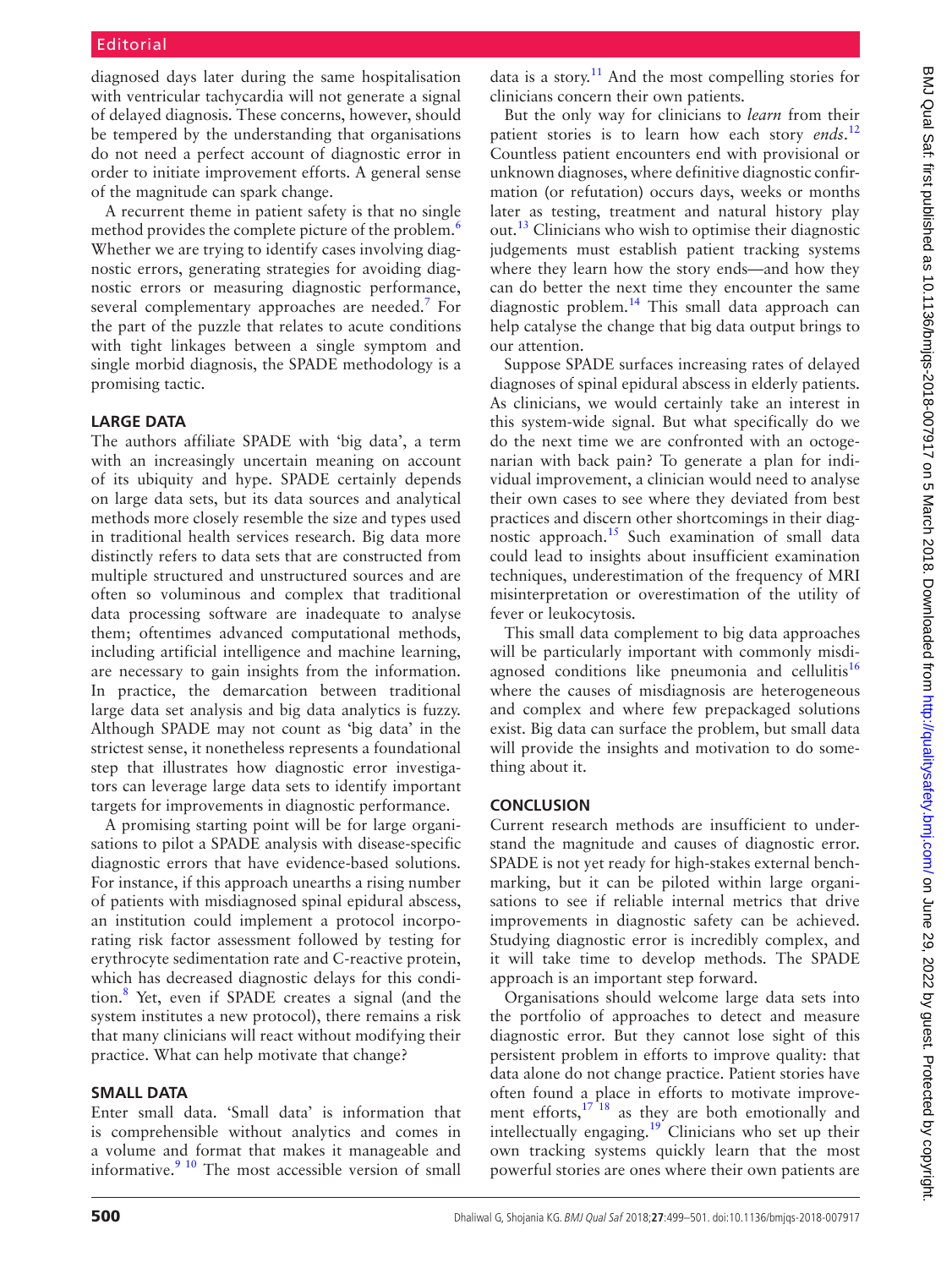diagnosed days later during the same hospitalisation with ventricular tachycardia will not generate a signal of delayed diagnosis. These concerns, however, should be tempered by the understanding that organisations do not need a perfect account of diagnostic error in order to initiate improvement efforts. A general sense of the magnitude can spark change.

A recurrent theme in patient safety is that no single method provides the complete picture of the problem.[6] Whether we are trying to identify cases involving diagnostic errors, generating strategies for avoiding diagnostic errors or measuring diagnostic performance, several complementary approaches are needed.[7] For the part of the puzzle that relates to acute conditions with tight linkages between a single symptom and single morbid diagnosis, the SPADE methodology is a promising tactic.

## LARGE DATA

The authors affiliate SPADE with 'big data', a term with an increasingly uncertain meaning on account of its ubiquity and hype. SPADE certainly depends on large data sets, but its data sources and analytical methods more closely resemble the size and types used in traditional health services research. Big data more distinctly refers to data sets that are constructed from multiple structured and unstructured sources and are often so voluminous and complex that traditional data processing software are inadequate to analyse them; oftentimes advanced computational methods, including artificial intelligence and machine learning, are necessary to gain insights from the information. In practice, the demarcation between traditional large data set analysis and big data analytics is fuzzy. Although SPADE may not count as 'big data' in the strictest sense, it nonetheless represents a foundational step that illustrates how diagnostic error investigators can leverage large data sets to identify important targets for improvements in diagnostic performance.

A promising starting point will be for large organisations to pilot a SPADE analysis with disease-specific diagnostic errors that have evidence-based solutions. For instance, if this approach unearths a rising number of patients with misdiagnosed spinal epidural abscess, an institution could implement a protocol incorporating risk factor assessment followed by testing for erythrocyte sedimentation rate and C-reactive protein, which has decreased diagnostic delays for this condition.[8] Yet, even if SPADE creates a signal (and the system institutes a new protocol), there remains a risk that many clinicians will react without modifying their practice. What can help motivate that change?

## SMALL DATA

Enter small data. 'Small data' is information that is comprehensible without analytics and comes in a volume and format that makes it manageable and informative.[9,10] The most accessible version of small data is a story.[11] And the most compelling stories for clinicians concern their own patients.

But the only way for clinicians to *learn* from their patient stories is to learn how each story *ends*.[12] Countless patient encounters end with provisional or unknown diagnoses, where definitive diagnostic confirmation (or refutation) occurs days, weeks or months later as testing, treatment and natural history play out.[13] Clinicians who wish to optimise their diagnostic judgements must establish patient tracking systems where they learn how the story ends—and how they can do better the next time they encounter the same diagnostic problem.[14] This small data approach can help catalyse the change that big data output brings to our attention.

Suppose SPADE surfaces increasing rates of delayed diagnoses of spinal epidural abscess in elderly patients. As clinicians, we would certainly take an interest in this system-wide signal. But what specifically do we do the next time we are confronted with an octogenarian with back pain? To generate a plan for individual improvement, a clinician would need to analyse their own cases to see where they deviated from best practices and discern other shortcomings in their diagnostic approach.[15] Such examination of small data could lead to insights about insufficient examination techniques, underestimation of the frequency of MRI misinterpretation or overestimation of the utility of fever or leukocytosis.

This small data complement to big data approaches will be particularly important with commonly misdiagnosed conditions like pneumonia and cellulitis[16] where the causes of misdiagnosis are heterogeneous and complex and where few prepackaged solutions exist. Big data can surface the problem, but small data will provide the insights and motivation to do something about it.

## CONCLUSION

Current research methods are insufficient to understand the magnitude and causes of diagnostic error. SPADE is not yet ready for high-stakes external benchmarking, but it can be piloted within large organisations to see if reliable internal metrics that drive improvements in diagnostic safety can be achieved. Studying diagnostic error is incredibly complex, and it will take time to develop methods. The SPADE approach is an important step forward.

Organisations should welcome large data sets into the portfolio of approaches to detect and measure diagnostic error. But they cannot lose sight of this persistent problem in efforts to improve quality: that data alone do not change practice. Patient stories have often found a place in efforts to motivate improvement efforts,[17,18] as they are both emotionally and intellectually engaging.[19] Clinicians who set up their own tracking systems quickly learn that the most powerful stories are ones where their own patients are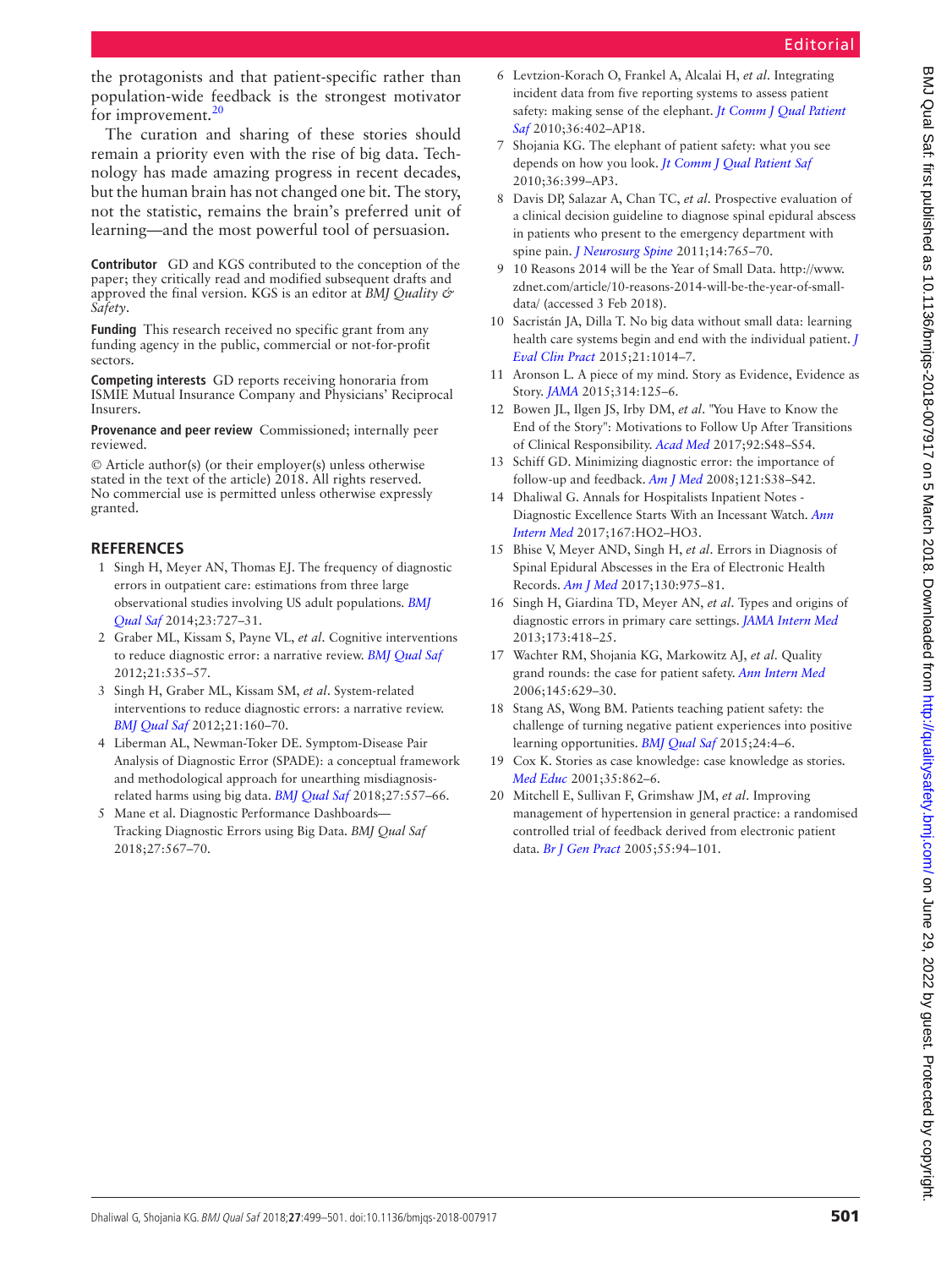the protagonists and that patient-specific rather than population-wide feedback is the strongest motivator for improvement.[20]

The curation and sharing of these stories should remain a priority even with the rise of big data. Technology has made amazing progress in recent decades, but the human brain has not changed one bit. The story, not the statistic, remains the brain's preferred unit of learning—and the most powerful tool of persuasion.

**Contributor** GD and KGS contributed to the conception of the paper; they critically read and modified subsequent drafts and approved the final version. KGS is an editor at *BMJ Quality & Safety*.

**Funding** This research received no specific grant from any funding agency in the public, commercial or not-for-profit sectors.

**Competing interests** GD reports receiving honoraria from ISMIE Mutual Insurance Company and Physicians' Reciprocal Insurers.

**Provenance and peer review** Commissioned; internally peer reviewed.

© Article author(s) (or their employer(s) unless otherwise stated in the text of the article) 2018. All rights reserved. No commercial use is permitted unless otherwise expressly granted.

## REFERENCES

1. Singh H, Meyer AN, Thomas EJ. The frequency of diagnostic errors in outpatient care: estimations from three large observational studies involving US adult populations. *BMJ Qual Saf* 2014;23:727–31.
2. Graber ML, Kissam S, Payne VL, *et al*. Cognitive interventions to reduce diagnostic error: a narrative review. *BMJ Qual Saf* 2012;21:535–57.
3. Singh H, Graber ML, Kissam SM, *et al*. System-related interventions to reduce diagnostic errors: a narrative review. *BMJ Qual Saf* 2012;21:160–70.
4. Liberman AL, Newman-Toker DE. Symptom-Disease Pair Analysis of Diagnostic Error (SPADE): a conceptual framework and methodological approach for unearthing misdiagnosis-related harms using big data. *BMJ Qual Saf* 2018;27:557–66.
5. Mane et al. Diagnostic Performance Dashboards—Tracking Diagnostic Errors using Big Data. *BMJ Qual Saf* 2018;27:567–70.
6. Levtzion-Korach O, Frankel A, Alcalai H, *et al*. Integrating incident data from five reporting systems to assess patient safety: making sense of the elephant. *Jt Comm J Qual Patient Saf* 2010;36:402–AP18.
7. Shojania KG. The elephant of patient safety: what you see depends on how you look. *Jt Comm J Qual Patient Saf* 2010;36:399–AP3.
8. Davis DP, Salazar A, Chan TC, *et al*. Prospective evaluation of a clinical decision guideline to diagnose spinal epidural abscess in patients who present to the emergency department with spine pain. *J Neurosurg Spine* 2011;14:765–70.
9. 10 Reasons 2014 will be the Year of Small Data. http://www.zdnet.com/article/10-reasons-2014-will-be-the-year-of-small-data/ (accessed 3 Feb 2018).
10. Sacristán JA, Dilla T. No big data without small data: learning health care systems begin and end with the individual patient. *J Eval Clin Pract* 2015;21:1014–7.
11. Aronson L. A piece of my mind. Story as Evidence, Evidence as Story. *JAMA* 2015;314:125–6.
12. Bowen JL, Ilgen JS, Irby DM, *et al*. "You Have to Know the End of the Story": Motivations to Follow Up After Transitions of Clinical Responsibility. *Acad Med* 2017;92:S48–S54.
13. Schiff GD. Minimizing diagnostic error: the importance of follow-up and feedback. *Am J Med* 2008;121:S38–S42.
14. Dhaliwal G. Annals for Hospitalists Inpatient Notes - Diagnostic Excellence Starts With an Incessant Watch. *Ann Intern Med* 2017;167:HO2–HO3.
15. Bhise V, Meyer AND, Singh H, *et al*. Errors in Diagnosis of Spinal Epidural Abscesses in the Era of Electronic Health Records. *Am J Med* 2017;130:975–81.
16. Singh H, Giardina TD, Meyer AN, *et al*. Types and origins of diagnostic errors in primary care settings. *JAMA Intern Med* 2013;173:418–25.
17. Wachter RM, Shojania KG, Markowitz AJ, *et al*. Quality grand rounds: the case for patient safety. *Ann Intern Med* 2006;145:629–30.
18. Stang AS, Wong BM. Patients teaching patient safety: the challenge of turning negative patient experiences into positive learning opportunities. *BMJ Qual Saf* 2015;24:4–6.
19. Cox K. Stories as case knowledge: case knowledge as stories. *Med Educ* 2001;35:862–6.
20. Mitchell E, Sullivan F, Grimshaw JM, *et al*. Improving management of hypertension in general practice: a randomised controlled trial of feedback derived from electronic patient data. *Br J Gen Pract* 2005;55:94–101.